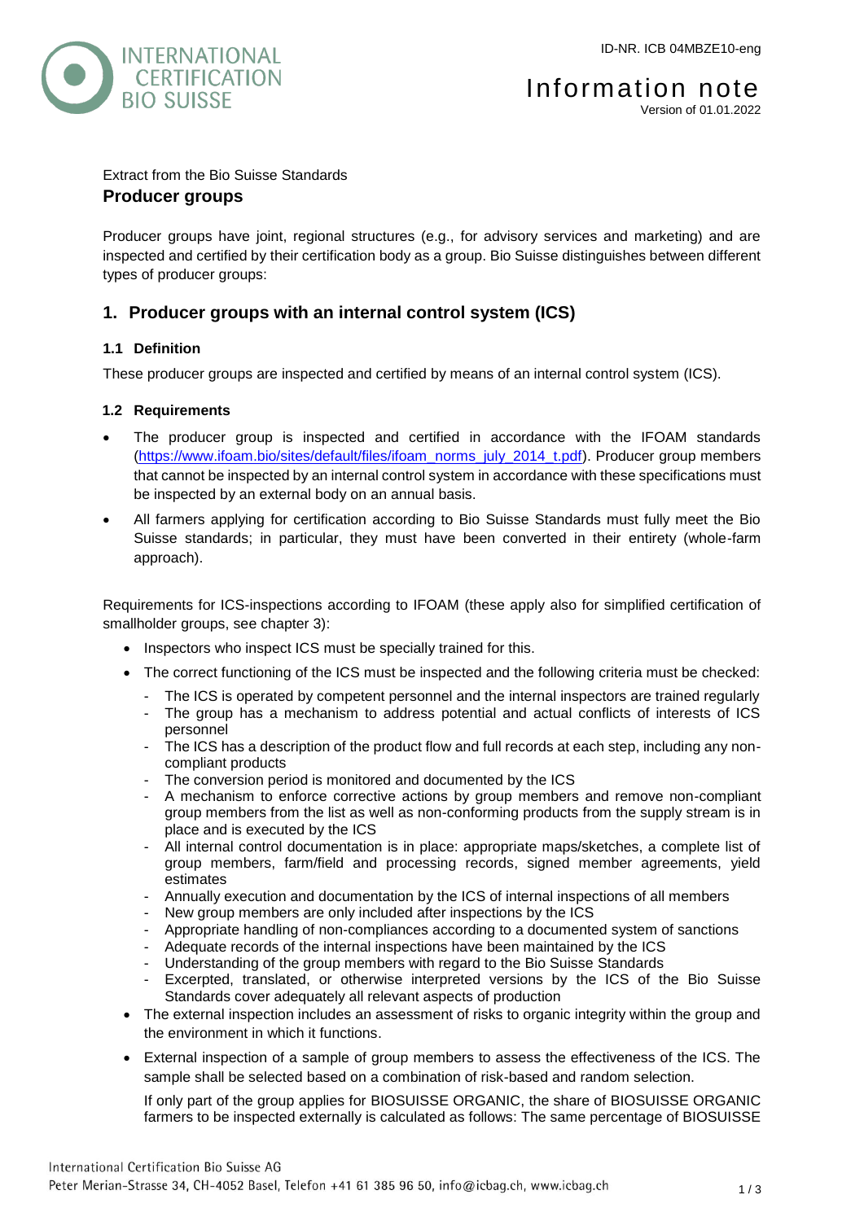ID-NR. ICB 04MBZE10-eng

# Information note

Version of 01.01.2022

Extract from the Bio Suisse Standards

## Producer groups

Producer groups have joint, regional structures (e.g., for advisory services and marketing) and are inspected and certified by their certification body as a group. Bio Suisse distinguishes between different types of producer groups:

## 1. Producer groups with an internal control system (ICS)

### 1.1 Definition

These producer groups are inspected and certified by means of an internal control system (ICS).

### 1.2 Requirements

- The producer group is inspected and certified in accordance with the IFOAM standards (https://www.ifoam.bio/sites/default/files/ifoam_norms_july_2014_t.pdf). Producer group members that cannot be inspected by an internal control system in accordance with these specifications must be inspected by an external body on an annual basis.
- All farmers applying for certification according to Bio Suisse Standards must fully meet the Bio Suisse standards; in particular, they must have been converted in their entirety (whole-farm approach).

Requirements for ICS-inspections according to IFOAM (these apply also for simplified certification of smallholder groups, see chapter 3):

- Inspectors who inspect ICS must be specially trained for this.
- The correct functioning of the ICS must be inspected and the following criteria must be checked:
  - The ICS is operated by competent personnel and the internal inspectors are trained regularly
  - The group has a mechanism to address potential and actual conflicts of interests of ICS personnel
  - The ICS has a description of the product flow and full records at each step, including any non-compliant products
  - The conversion period is monitored and documented by the ICS
  - A mechanism to enforce corrective actions by group members and remove non-compliant group members from the list as well as non-conforming products from the supply stream is in place and is executed by the ICS
  - All internal control documentation is in place: appropriate maps/sketches, a complete list of group members, farm/field and processing records, signed member agreements, yield estimates
  - Annually execution and documentation by the ICS of internal inspections of all members
  - New group members are only included after inspections by the ICS
  - Appropriate handling of non-compliances according to a documented system of sanctions
  - Adequate records of the internal inspections have been maintained by the ICS
  - Understanding of the group members with regard to the Bio Suisse Standards
  - Excerpted, translated, or otherwise interpreted versions by the ICS of the Bio Suisse Standards cover adequately all relevant aspects of production
- The external inspection includes an assessment of risks to organic integrity within the group and the environment in which it functions.
- External inspection of a sample of group members to assess the effectiveness of the ICS. The sample shall be selected based on a combination of risk-based and random selection.

  If only part of the group applies for BIOSUISSE ORGANIC, the share of BIOSUISSE ORGANIC farmers to be inspected externally is calculated as follows: The same percentage of BIOSUISSE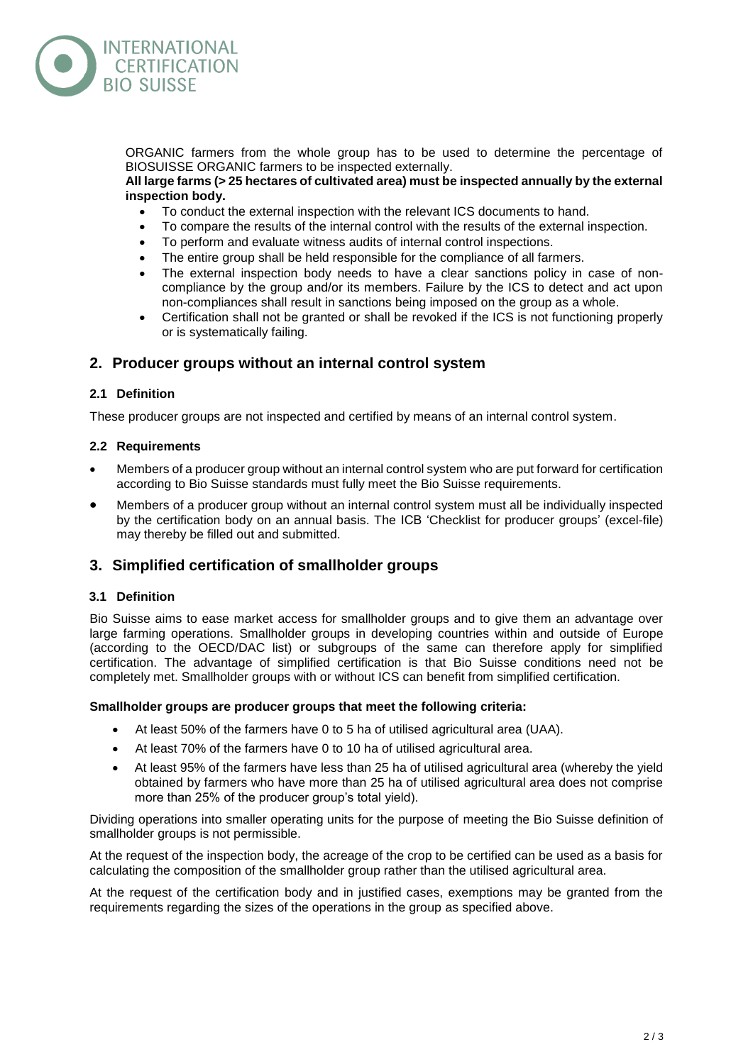ORGANIC farmers from the whole group has to be used to determine the percentage of BIOSUISSE ORGANIC farmers to be inspected externally.

**All large farms (> 25 hectares of cultivated area) must be inspected annually by the external inspection body.**

- To conduct the external inspection with the relevant ICS documents to hand.
- To compare the results of the internal control with the results of the external inspection.
- To perform and evaluate witness audits of internal control inspections.
- The entire group shall be held responsible for the compliance of all farmers.
- The external inspection body needs to have a clear sanctions policy in case of non-compliance by the group and/or its members. Failure by the ICS to detect and act upon non-compliances shall result in sanctions being imposed on the group as a whole.
- Certification shall not be granted or shall be revoked if the ICS is not functioning properly or is systematically failing.

## 2. Producer groups without an internal control system

### 2.1 Definition

These producer groups are not inspected and certified by means of an internal control system.

### 2.2 Requirements

- Members of a producer group without an internal control system who are put forward for certification according to Bio Suisse standards must fully meet the Bio Suisse requirements.
- Members of a producer group without an internal control system must all be individually inspected by the certification body on an annual basis. The ICB 'Checklist for producer groups' (excel-file) may thereby be filled out and submitted.

## 3. Simplified certification of smallholder groups

### 3.1 Definition

Bio Suisse aims to ease market access for smallholder groups and to give them an advantage over large farming operations. Smallholder groups in developing countries within and outside of Europe (according to the OECD/DAC list) or subgroups of the same can therefore apply for simplified certification. The advantage of simplified certification is that Bio Suisse conditions need not be completely met. Smallholder groups with or without ICS can benefit from simplified certification.

**Smallholder groups are producer groups that meet the following criteria:**

- At least 50% of the farmers have 0 to 5 ha of utilised agricultural area (UAA).
- At least 70% of the farmers have 0 to 10 ha of utilised agricultural area.
- At least 95% of the farmers have less than 25 ha of utilised agricultural area (whereby the yield obtained by farmers who have more than 25 ha of utilised agricultural area does not comprise more than 25% of the producer group's total yield).

Dividing operations into smaller operating units for the purpose of meeting the Bio Suisse definition of smallholder groups is not permissible.

At the request of the inspection body, the acreage of the crop to be certified can be used as a basis for calculating the composition of the smallholder group rather than the utilised agricultural area.

At the request of the certification body and in justified cases, exemptions may be granted from the requirements regarding the sizes of the operations in the group as specified above.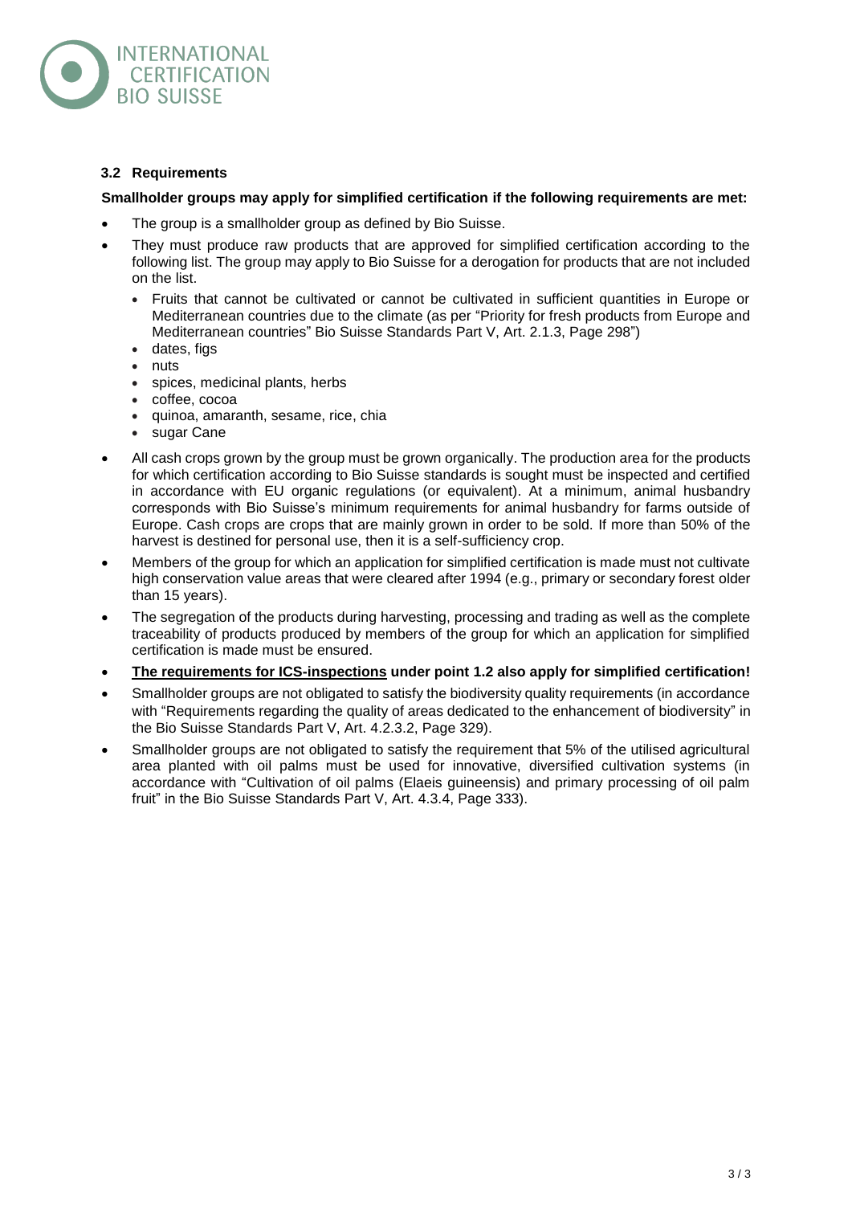### 3.2 Requirements

**Smallholder groups may apply for simplified certification if the following requirements are met:**

- The group is a smallholder group as defined by Bio Suisse.
- They must produce raw products that are approved for simplified certification according to the following list. The group may apply to Bio Suisse for a derogation for products that are not included on the list.
  - Fruits that cannot be cultivated or cannot be cultivated in sufficient quantities in Europe or Mediterranean countries due to the climate (as per "Priority for fresh products from Europe and Mediterranean countries" Bio Suisse Standards Part V, Art. 2.1.3, Page 298")
  - dates, figs
  - nuts
  - spices, medicinal plants, herbs
  - coffee, cocoa
  - quinoa, amaranth, sesame, rice, chia
  - sugar Cane
- All cash crops grown by the group must be grown organically. The production area for the products for which certification according to Bio Suisse standards is sought must be inspected and certified in accordance with EU organic regulations (or equivalent). At a minimum, animal husbandry corresponds with Bio Suisse's minimum requirements for animal husbandry for farms outside of Europe. Cash crops are crops that are mainly grown in order to be sold. If more than 50% of the harvest is destined for personal use, then it is a self-sufficiency crop.
- Members of the group for which an application for simplified certification is made must not cultivate high conservation value areas that were cleared after 1994 (e.g., primary or secondary forest older than 15 years).
- The segregation of the products during harvesting, processing and trading as well as the complete traceability of products produced by members of the group for which an application for simplified certification is made must be ensured.
- **The requirements for ICS-inspections under point 1.2 also apply for simplified certification!**
- Smallholder groups are not obligated to satisfy the biodiversity quality requirements (in accordance with "Requirements regarding the quality of areas dedicated to the enhancement of biodiversity" in the Bio Suisse Standards Part V, Art. 4.2.3.2, Page 329).
- Smallholder groups are not obligated to satisfy the requirement that 5% of the utilised agricultural area planted with oil palms must be used for innovative, diversified cultivation systems (in accordance with "Cultivation of oil palms (Elaeis guineensis) and primary processing of oil palm fruit" in the Bio Suisse Standards Part V, Art. 4.3.4, Page 333).